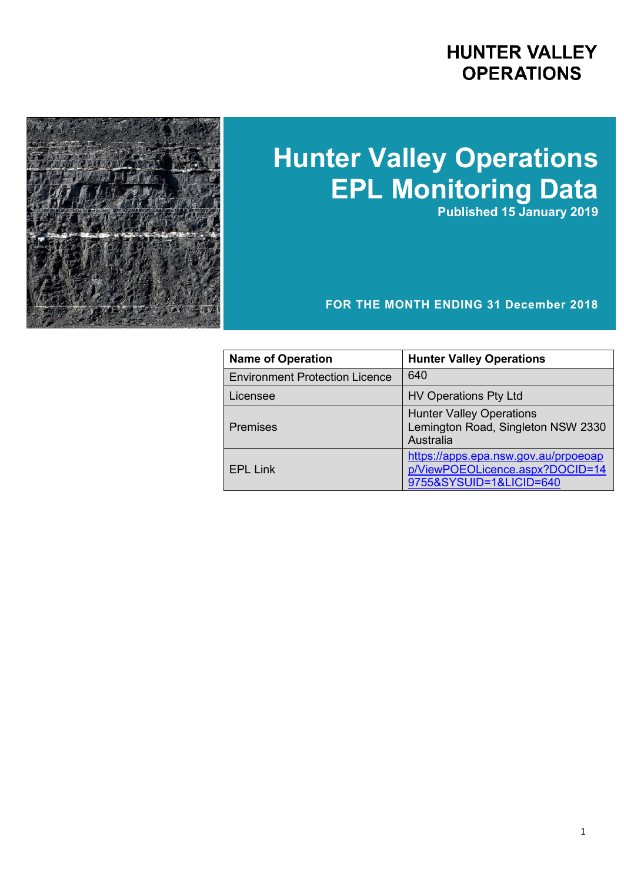# HUNTER VALLEY OPERATIONS

# Hunter Valley Operations EPL Monitoring Data

**Published 15 January 2019**

**FOR THE MONTH ENDING 31 December 2018**

| Name of Operation | Hunter Valley Operations |
|---|---|
| Environment Protection Licence | 640 |
| Licensee | HV Operations Pty Ltd |
| Premises | Hunter Valley Operations Lemington Road, Singleton NSW 2330 Australia |
| EPL Link | https://apps.epa.nsw.gov.au/prpoeoapp/ViewPOEOLicence.aspx?DOCID=149755&SYSUID=1&LICID=640 |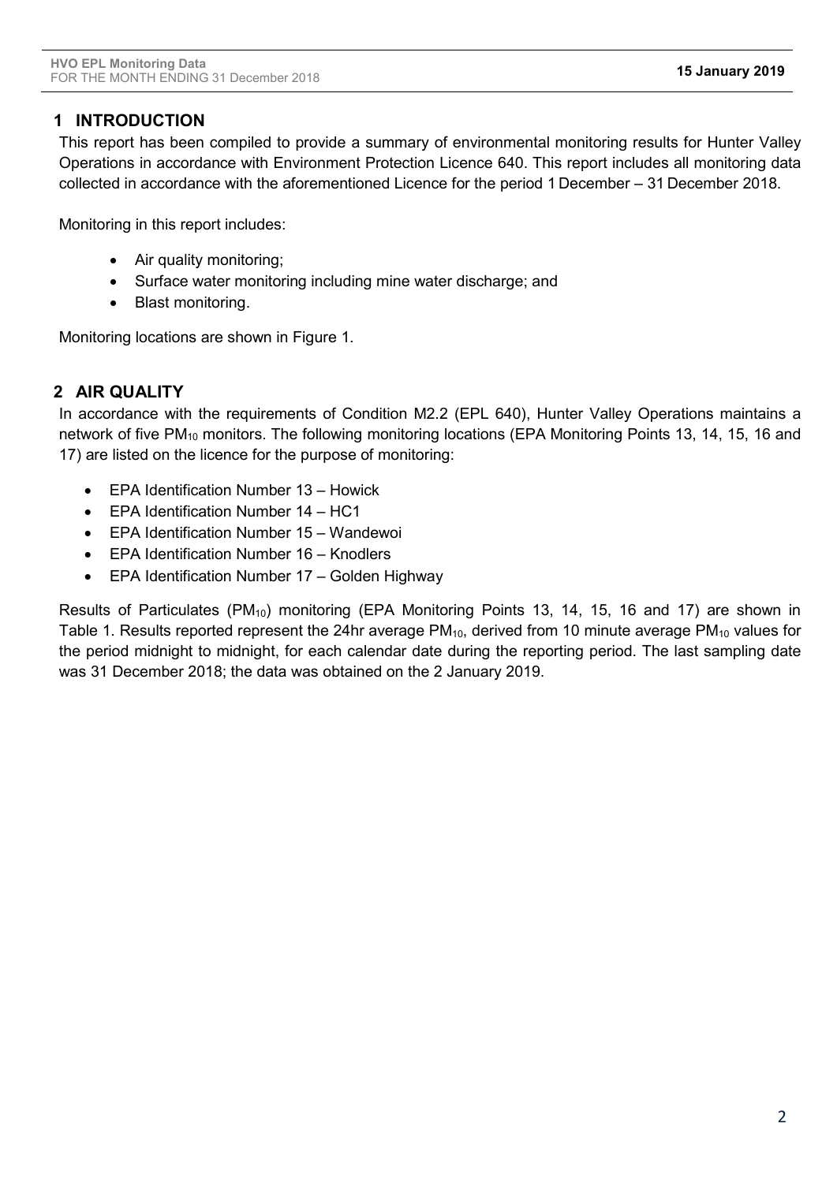## 1 INTRODUCTION

This report has been compiled to provide a summary of environmental monitoring results for Hunter Valley Operations in accordance with Environment Protection Licence 640. This report includes all monitoring data collected in accordance with the aforementioned Licence for the period 1 December – 31 December 2018.

Monitoring in this report includes:

- Air quality monitoring;
- Surface water monitoring including mine water discharge; and
- Blast monitoring.

Monitoring locations are shown in Figure 1.

## 2 AIR QUALITY

In accordance with the requirements of Condition M2.2 (EPL 640), Hunter Valley Operations maintains a network of five $PM_{10}$ monitors. The following monitoring locations (EPA Monitoring Points 13, 14, 15, 16 and 17) are listed on the licence for the purpose of monitoring:

- EPA Identification Number 13 – Howick
- EPA Identification Number 14 – HC1
- EPA Identification Number 15 – Wandewoi
- EPA Identification Number 16 – Knodlers
- EPA Identification Number 17 – Golden Highway

Results of Particulates ($PM_{10}$) monitoring (EPA Monitoring Points 13, 14, 15, 16 and 17) are shown in Table 1. Results reported represent the 24hr average $PM_{10}$, derived from 10 minute average $PM_{10}$ values for the period midnight to midnight, for each calendar date during the reporting period. The last sampling date was 31 December 2018; the data was obtained on the 2 January 2019.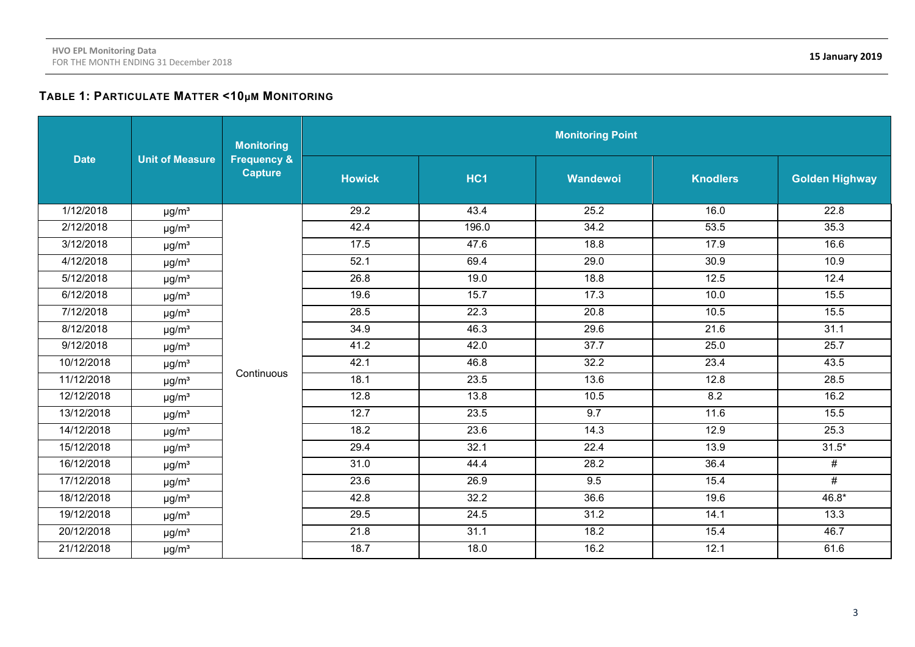### TABLE 1: PARTICULATE MATTER <10μM MONITORING

| Date | Unit of Measure | Monitoring Frequency & Capture | Monitoring Point | | | | |
|---|---|---|---|---|---|---|---|
| | | | Howick | HC1 | Wandewoi | Knodlers | Golden Highway |
| 1/12/2018 | µg/m³ | Continuous | 29.2 | 43.4 | 25.2 | 16.0 | 22.8 |
| 2/12/2018 | µg/m³ | | 42.4 | 196.0 | 34.2 | 53.5 | 35.3 |
| 3/12/2018 | µg/m³ | | 17.5 | 47.6 | 18.8 | 17.9 | 16.6 |
| 4/12/2018 | µg/m³ | | 52.1 | 69.4 | 29.0 | 30.9 | 10.9 |
| 5/12/2018 | µg/m³ | | 26.8 | 19.0 | 18.8 | 12.5 | 12.4 |
| 6/12/2018 | µg/m³ | | 19.6 | 15.7 | 17.3 | 10.0 | 15.5 |
| 7/12/2018 | µg/m³ | | 28.5 | 22.3 | 20.8 | 10.5 | 15.5 |
| 8/12/2018 | µg/m³ | | 34.9 | 46.3 | 29.6 | 21.6 | 31.1 |
| 9/12/2018 | µg/m³ | | 41.2 | 42.0 | 37.7 | 25.0 | 25.7 |
| 10/12/2018 | µg/m³ | | 42.1 | 46.8 | 32.2 | 23.4 | 43.5 |
| 11/12/2018 | µg/m³ | | 18.1 | 23.5 | 13.6 | 12.8 | 28.5 |
| 12/12/2018 | µg/m³ | | 12.8 | 13.8 | 10.5 | 8.2 | 16.2 |
| 13/12/2018 | µg/m³ | | 12.7 | 23.5 | 9.7 | 11.6 | 15.5 |
| 14/12/2018 | µg/m³ | | 18.2 | 23.6 | 14.3 | 12.9 | 25.3 |
| 15/12/2018 | µg/m³ | | 29.4 | 32.1 | 22.4 | 13.9 | 31.5* |
| 16/12/2018 | µg/m³ | | 31.0 | 44.4 | 28.2 | 36.4 | # |
| 17/12/2018 | µg/m³ | | 23.6 | 26.9 | 9.5 | 15.4 | # |
| 18/12/2018 | µg/m³ | | 42.8 | 32.2 | 36.6 | 19.6 | 46.8* |
| 19/12/2018 | µg/m³ | | 29.5 | 24.5 | 31.2 | 14.1 | 13.3 |
| 20/12/2018 | µg/m³ | | 21.8 | 31.1 | 18.2 | 15.4 | 46.7 |
| 21/12/2018 | µg/m³ | | 18.7 | 18.0 | 16.2 | 12.1 | 61.6 |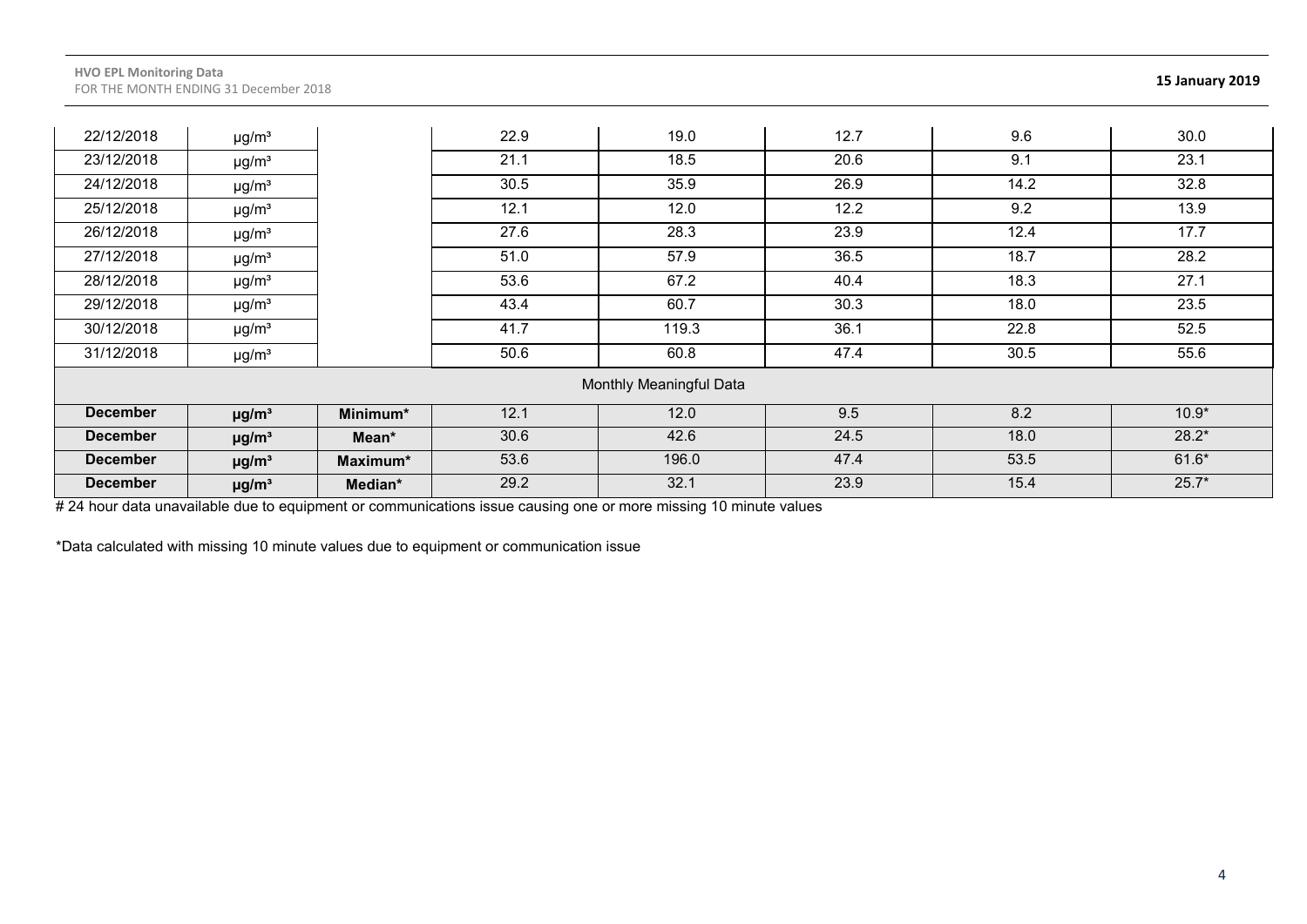| | | | | | | | |
|---|---|---|---|---|---|---|---|
| 22/12/2018 | µg/m³ | | 22.9 | 19.0 | 12.7 | 9.6 | 30.0 |
| 23/12/2018 | µg/m³ | | 21.1 | 18.5 | 20.6 | 9.1 | 23.1 |
| 24/12/2018 | µg/m³ | | 30.5 | 35.9 | 26.9 | 14.2 | 32.8 |
| 25/12/2018 | µg/m³ | | 12.1 | 12.0 | 12.2 | 9.2 | 13.9 |
| 26/12/2018 | µg/m³ | | 27.6 | 28.3 | 23.9 | 12.4 | 17.7 |
| 27/12/2018 | µg/m³ | | 51.0 | 57.9 | 36.5 | 18.7 | 28.2 |
| 28/12/2018 | µg/m³ | | 53.6 | 67.2 | 40.4 | 18.3 | 27.1 |
| 29/12/2018 | µg/m³ | | 43.4 | 60.7 | 30.3 | 18.0 | 23.5 |
| 30/12/2018 | µg/m³ | | 41.7 | 119.3 | 36.1 | 22.8 | 52.5 |
| 31/12/2018 | µg/m³ | | 50.6 | 60.8 | 47.4 | 30.5 | 55.6 |
| Monthly Meaningful Data | | | | | | | |
| **December** | **µg/m³** | **Minimum*** | 12.1 | 12.0 | 9.5 | 8.2 | 10.9* |
| **December** | **µg/m³** | **Mean*** | 30.6 | 42.6 | 24.5 | 18.0 | 28.2* |
| **December** | **µg/m³** | **Maximum*** | 53.6 | 196.0 | 47.4 | 53.5 | 61.6* |
| **December** | **µg/m³** | **Median*** | 29.2 | 32.1 | 23.9 | 15.4 | 25.7* |

# 24 hour data unavailable due to equipment or communications issue causing one or more missing 10 minute values

*Data calculated with missing 10 minute values due to equipment or communication issue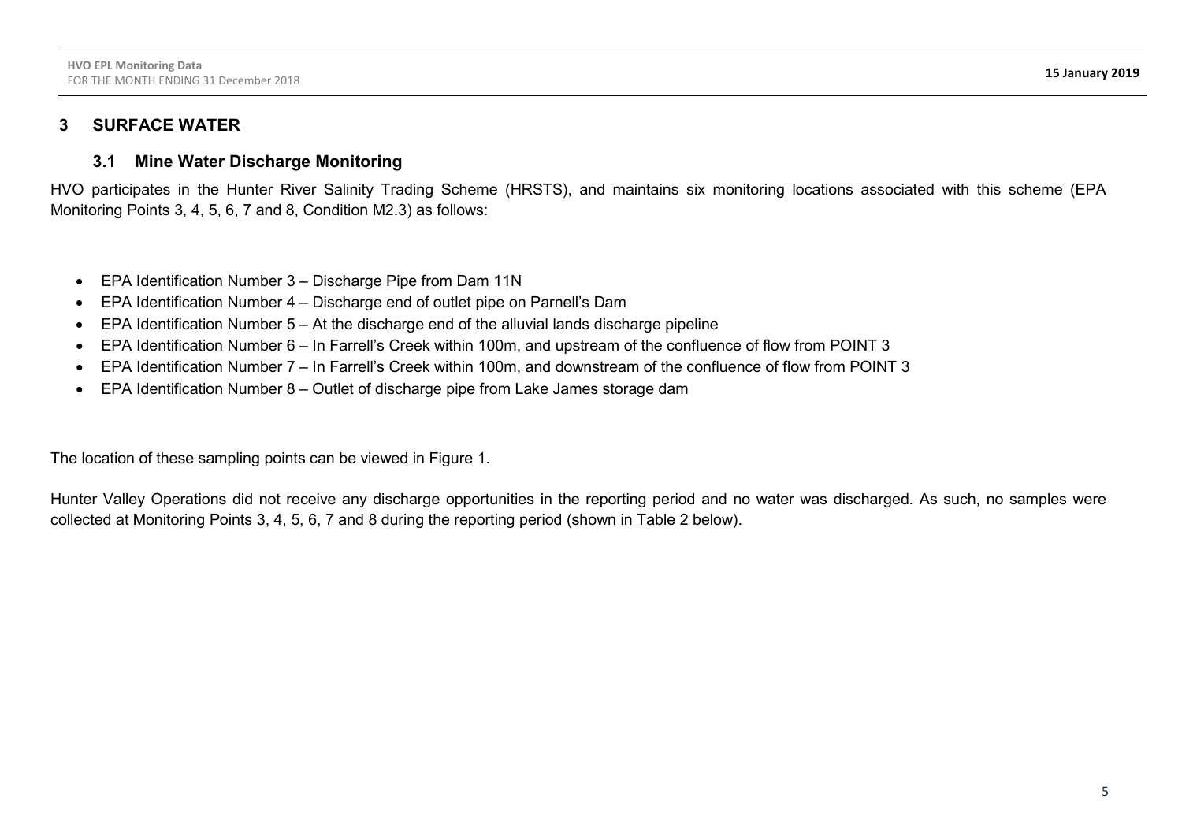# 3 SURFACE WATER

## 3.1 Mine Water Discharge Monitoring

HVO participates in the Hunter River Salinity Trading Scheme (HRSTS), and maintains six monitoring locations associated with this scheme (EPA Monitoring Points 3, 4, 5, 6, 7 and 8, Condition M2.3) as follows:

- EPA Identification Number 3 – Discharge Pipe from Dam 11N
- EPA Identification Number 4 – Discharge end of outlet pipe on Parnell's Dam
- EPA Identification Number 5 – At the discharge end of the alluvial lands discharge pipeline
- EPA Identification Number 6 – In Farrell's Creek within 100m, and upstream of the confluence of flow from POINT 3
- EPA Identification Number 7 – In Farrell's Creek within 100m, and downstream of the confluence of flow from POINT 3
- EPA Identification Number 8 – Outlet of discharge pipe from Lake James storage dam

The location of these sampling points can be viewed in Figure 1.

Hunter Valley Operations did not receive any discharge opportunities in the reporting period and no water was discharged. As such, no samples were collected at Monitoring Points 3, 4, 5, 6, 7 and 8 during the reporting period (shown in Table 2 below).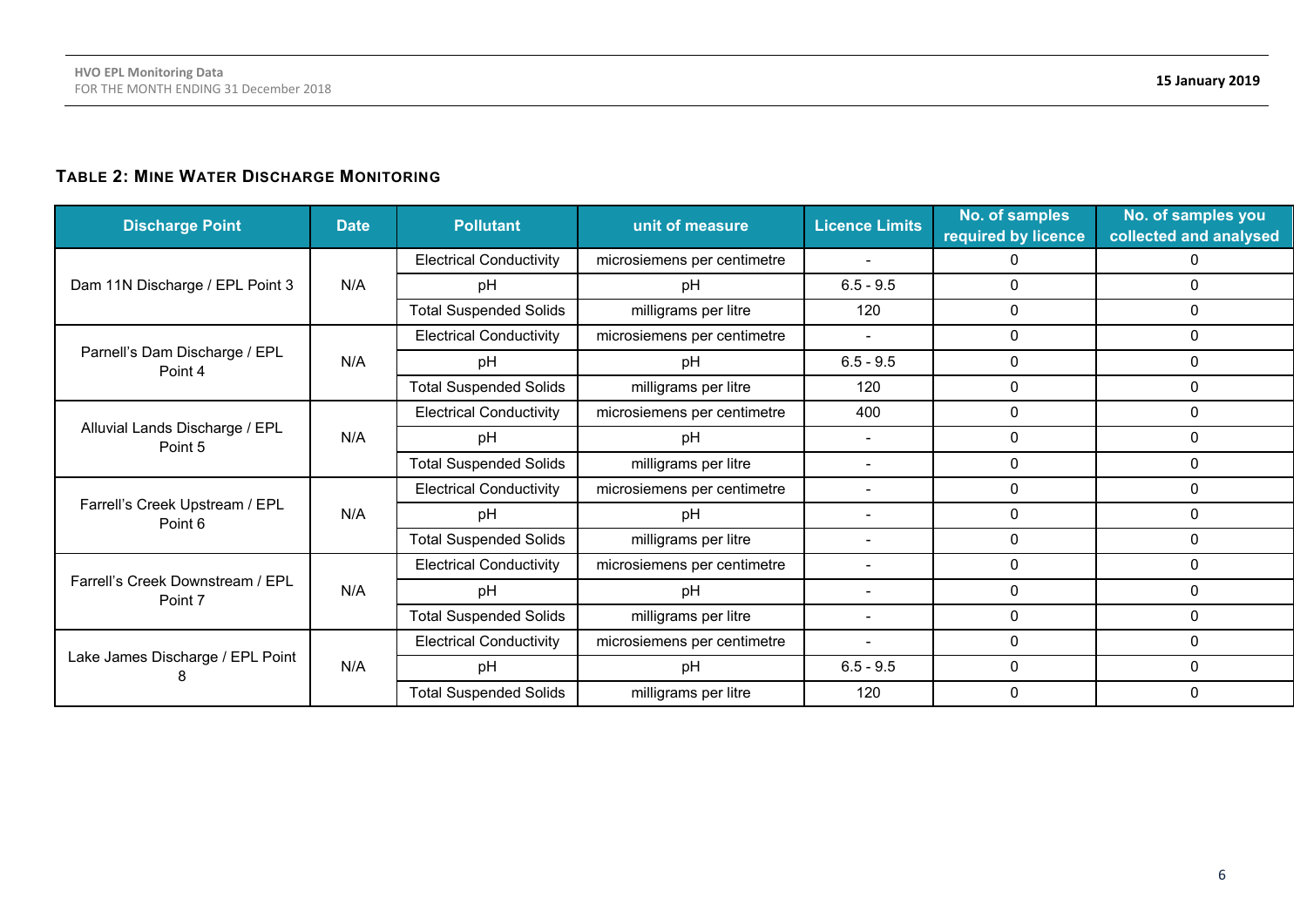### Table 2: Mine Water Discharge Monitoring

| Discharge Point | Date | Pollutant | unit of measure | Licence Limits | No. of samples required by licence | No. of samples you collected and analysed |
|---|---|---|---|---|---|---|
| Dam 11N Discharge / EPL Point 3 | N/A | Electrical Conductivity | microsiemens per centimetre | - | 0 | 0 |
| | | pH | pH | 6.5 - 9.5 | 0 | 0 |
| | | Total Suspended Solids | milligrams per litre | 120 | 0 | 0 |
| Parnell's Dam Discharge / EPL Point 4 | N/A | Electrical Conductivity | microsiemens per centimetre | - | 0 | 0 |
| | | pH | pH | 6.5 - 9.5 | 0 | 0 |
| | | Total Suspended Solids | milligrams per litre | 120 | 0 | 0 |
| Alluvial Lands Discharge / EPL Point 5 | N/A | Electrical Conductivity | microsiemens per centimetre | 400 | 0 | 0 |
| | | pH | pH | - | 0 | 0 |
| | | Total Suspended Solids | milligrams per litre | - | 0 | 0 |
| Farrell's Creek Upstream / EPL Point 6 | N/A | Electrical Conductivity | microsiemens per centimetre | - | 0 | 0 |
| | | pH | pH | - | 0 | 0 |
| | | Total Suspended Solids | milligrams per litre | - | 0 | 0 |
| Farrell's Creek Downstream / EPL Point 7 | N/A | Electrical Conductivity | microsiemens per centimetre | - | 0 | 0 |
| | | pH | pH | - | 0 | 0 |
| | | Total Suspended Solids | milligrams per litre | - | 0 | 0 |
| Lake James Discharge / EPL Point 8 | N/A | Electrical Conductivity | microsiemens per centimetre | - | 0 | 0 |
| | | pH | pH | 6.5 - 9.5 | 0 | 0 |
| | | Total Suspended Solids | milligrams per litre | 120 | 0 | 0 |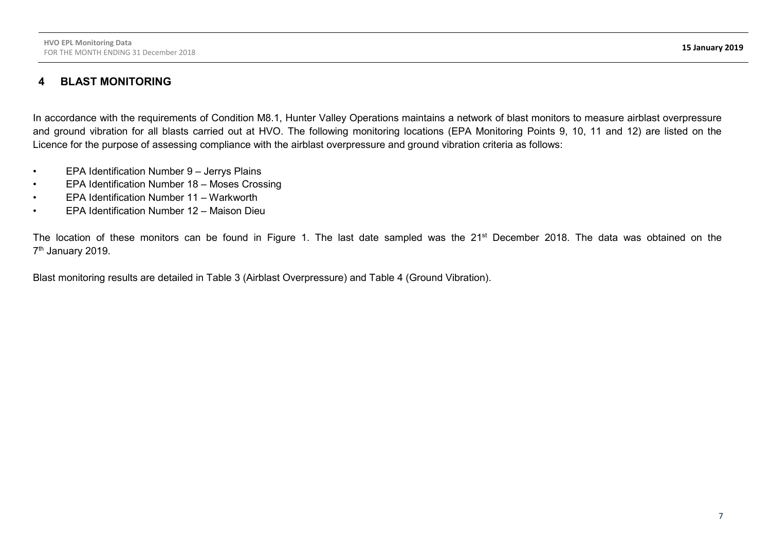## 4 BLAST MONITORING

In accordance with the requirements of Condition M8.1, Hunter Valley Operations maintains a network of blast monitors to measure airblast overpressure and ground vibration for all blasts carried out at HVO. The following monitoring locations (EPA Monitoring Points 9, 10, 11 and 12) are listed on the Licence for the purpose of assessing compliance with the airblast overpressure and ground vibration criteria as follows:

- EPA Identification Number 9 – Jerrys Plains
- EPA Identification Number 18 – Moses Crossing
- EPA Identification Number 11 – Warkworth
- EPA Identification Number 12 – Maison Dieu

The location of these monitors can be found in Figure 1. The last date sampled was the 21st December 2018. The data was obtained on the 7th January 2019.

Blast monitoring results are detailed in Table 3 (Airblast Overpressure) and Table 4 (Ground Vibration).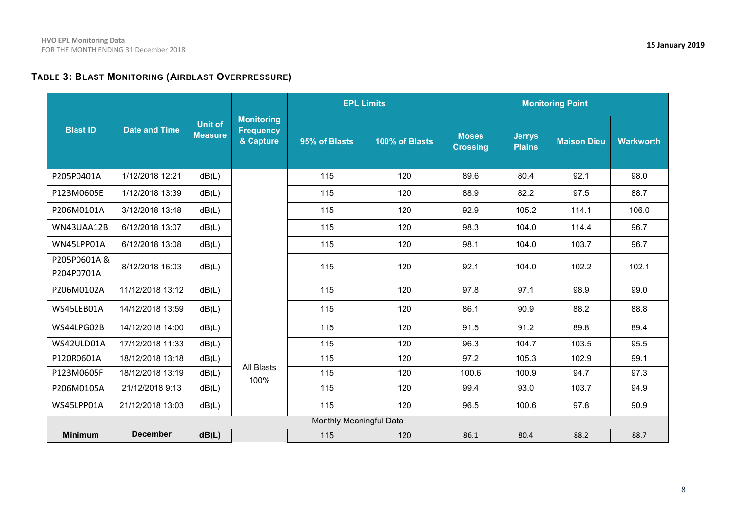## TABLE 3: BLAST MONITORING (AIRBLAST OVERPRESSURE)

| Blast ID | Date and Time | Unit of Measure | Monitoring Frequency & Capture | EPL Limits | | Monitoring Point | | | |
|---|---|---|---|---|---|---|---|---|---|
| | | | | 95% of Blasts | 100% of Blasts | Moses Crossing | Jerrys Plains | Maison Dieu | Warkworth |
| P205P0401A | 1/12/2018 12:21 | dB(L) | All Blasts 100% | 115 | 120 | 89.6 | 80.4 | 92.1 | 98.0 |
| P123M0605E | 1/12/2018 13:39 | dB(L) | | 115 | 120 | 88.9 | 82.2 | 97.5 | 88.7 |
| P206M0101A | 3/12/2018 13:48 | dB(L) | | 115 | 120 | 92.9 | 105.2 | 114.1 | 106.0 |
| WN43UAA12B | 6/12/2018 13:07 | dB(L) | | 115 | 120 | 98.3 | 104.0 | 114.4 | 96.7 |
| WN45LPP01A | 6/12/2018 13:08 | dB(L) | | 115 | 120 | 98.1 | 104.0 | 103.7 | 96.7 |
| P205P0601A & P204P0701A | 8/12/2018 16:03 | dB(L) | | 115 | 120 | 92.1 | 104.0 | 102.2 | 102.1 |
| P206M0102A | 11/12/2018 13:12 | dB(L) | | 115 | 120 | 97.8 | 97.1 | 98.9 | 99.0 |
| WS45LEB01A | 14/12/2018 13:59 | dB(L) | | 115 | 120 | 86.1 | 90.9 | 88.2 | 88.8 |
| WS44LPG02B | 14/12/2018 14:00 | dB(L) | | 115 | 120 | 91.5 | 91.2 | 89.8 | 89.4 |
| WS42ULD01A | 17/12/2018 11:33 | dB(L) | | 115 | 120 | 96.3 | 104.7 | 103.5 | 95.5 |
| P120R0601A | 18/12/2018 13:18 | dB(L) | | 115 | 120 | 97.2 | 105.3 | 102.9 | 99.1 |
| P123M0605F | 18/12/2018 13:19 | dB(L) | | 115 | 120 | 100.6 | 100.9 | 94.7 | 97.3 |
| P206M0105A | 21/12/2018 9:13 | dB(L) | | 115 | 120 | 99.4 | 93.0 | 103.7 | 94.9 |
| WS45LPP01A | 21/12/2018 13:03 | dB(L) | | 115 | 120 | 96.5 | 100.6 | 97.8 | 90.9 |
| Monthly Meaningful Data | | | | | | | | | |
| **Minimum** | **December** | **dB(L)** | | 115 | 120 | 86.1 | 80.4 | 88.2 | 88.7 |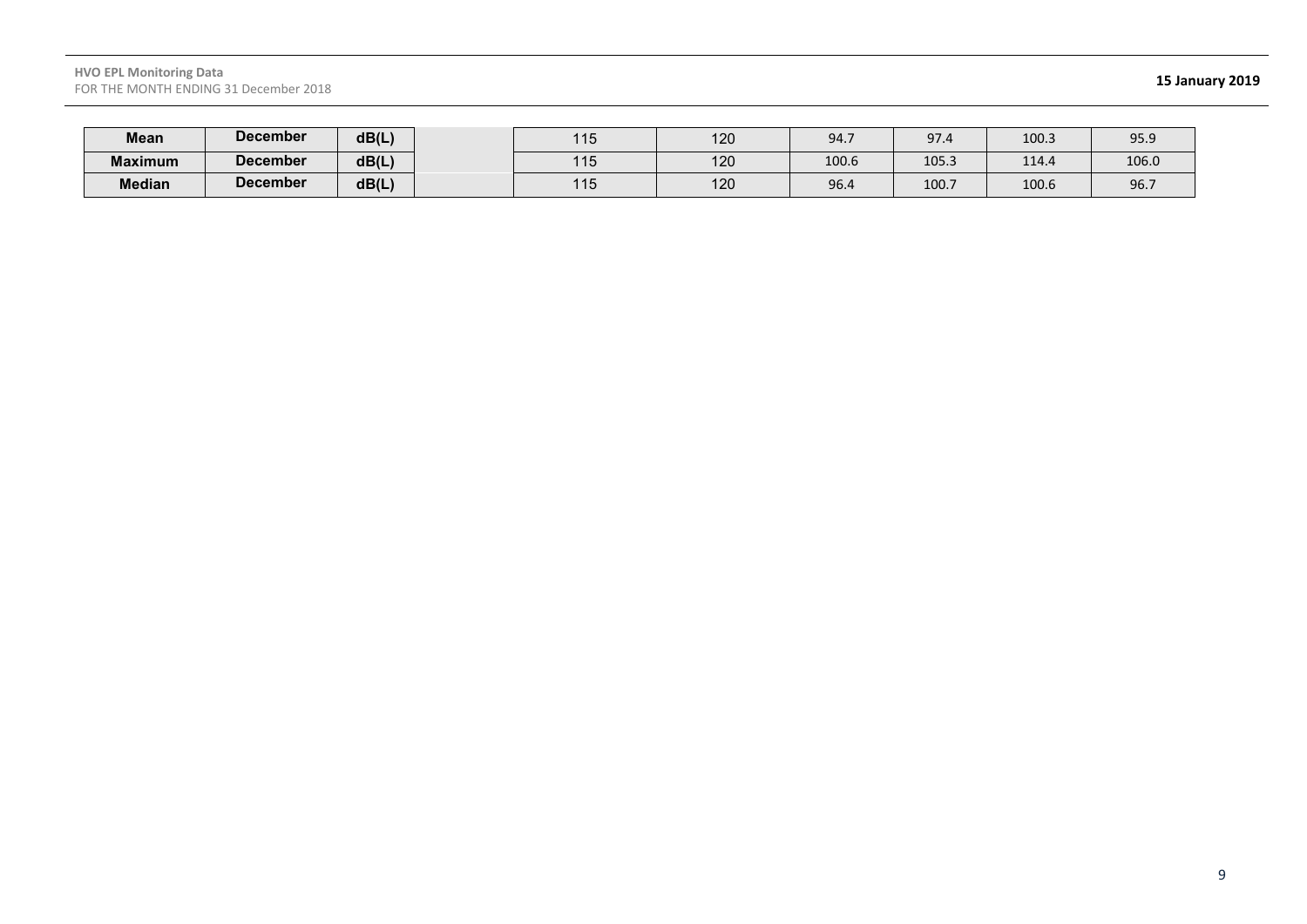| Mean | December | dB(L) | | 115 | 120 | 94.7 | 97.4 | 100.3 | 95.9 |
|---|---|---|---|---|---|---|---|---|---|
| Maximum | December | dB(L) | | 115 | 120 | 100.6 | 105.3 | 114.4 | 106.0 |
| Median | December | dB(L) | | 115 | 120 | 96.4 | 100.7 | 100.6 | 96.7 |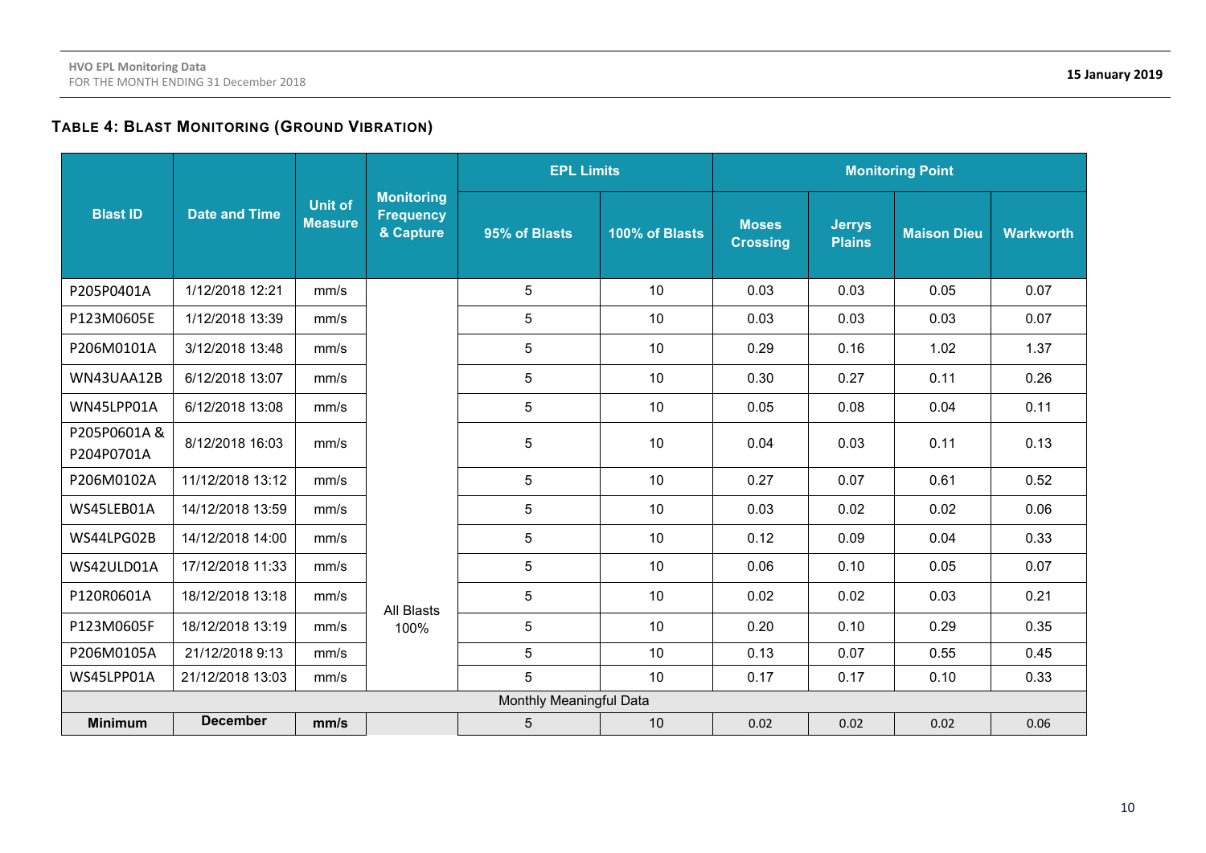## Table 4: Blast Monitoring (Ground Vibration)

| Blast ID | Date and Time | Unit of Measure | Monitoring Frequency & Capture | EPL Limits | | Monitoring Point | | | |
|---|---|---|---|---|---|---|---|---|---|
| | | | | 95% of Blasts | 100% of Blasts | Moses Crossing | Jerrys Plains | Maison Dieu | Warkworth |
| P205P0401A | 1/12/2018 12:21 | mm/s | All Blasts 100% | 5 | 10 | 0.03 | 0.03 | 0.05 | 0.07 |
| P123M0605E | 1/12/2018 13:39 | mm/s | | 5 | 10 | 0.03 | 0.03 | 0.03 | 0.07 |
| P206M0101A | 3/12/2018 13:48 | mm/s | | 5 | 10 | 0.29 | 0.16 | 1.02 | 1.37 |
| WN43UAA12B | 6/12/2018 13:07 | mm/s | | 5 | 10 | 0.30 | 0.27 | 0.11 | 0.26 |
| WN45LPP01A | 6/12/2018 13:08 | mm/s | | 5 | 10 | 0.05 | 0.08 | 0.04 | 0.11 |
| P205P0601A & P204P0701A | 8/12/2018 16:03 | mm/s | | 5 | 10 | 0.04 | 0.03 | 0.11 | 0.13 |
| P206M0102A | 11/12/2018 13:12 | mm/s | | 5 | 10 | 0.27 | 0.07 | 0.61 | 0.52 |
| WS45LEB01A | 14/12/2018 13:59 | mm/s | | 5 | 10 | 0.03 | 0.02 | 0.02 | 0.06 |
| WS44LPG02B | 14/12/2018 14:00 | mm/s | | 5 | 10 | 0.12 | 0.09 | 0.04 | 0.33 |
| WS42ULD01A | 17/12/2018 11:33 | mm/s | | 5 | 10 | 0.06 | 0.10 | 0.05 | 0.07 |
| P120R0601A | 18/12/2018 13:18 | mm/s | | 5 | 10 | 0.02 | 0.02 | 0.03 | 0.21 |
| P123M0605F | 18/12/2018 13:19 | mm/s | | 5 | 10 | 0.20 | 0.10 | 0.29 | 0.35 |
| P206M0105A | 21/12/2018 9:13 | mm/s | | 5 | 10 | 0.13 | 0.07 | 0.55 | 0.45 |
| WS45LPP01A | 21/12/2018 13:03 | mm/s | | 5 | 10 | 0.17 | 0.17 | 0.10 | 0.33 |
| Monthly Meaningful Data | | | | | | | | | |
| **Minimum** | **December** | **mm/s** | | 5 | 10 | 0.02 | 0.02 | 0.02 | 0.06 |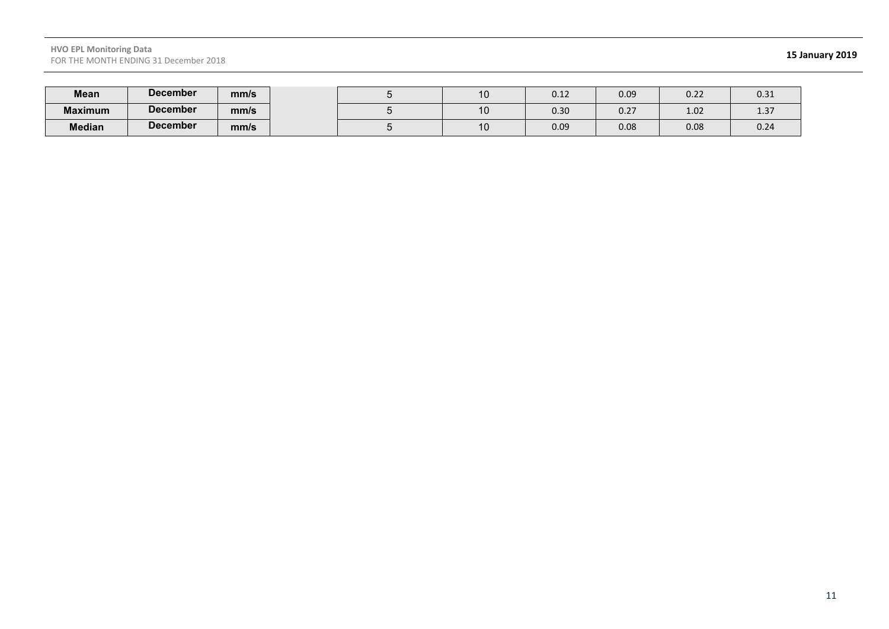| Mean | December | mm/s | | 5 | 10 | 0.12 | 0.09 | 0.22 | 0.31 |
|---|---|---|---|---|---|---|---|---|---|
| Maximum | December | mm/s | | 5 | 10 | 0.30 | 0.27 | 1.02 | 1.37 |
| Median | December | mm/s | | 5 | 10 | 0.09 | 0.08 | 0.08 | 0.24 |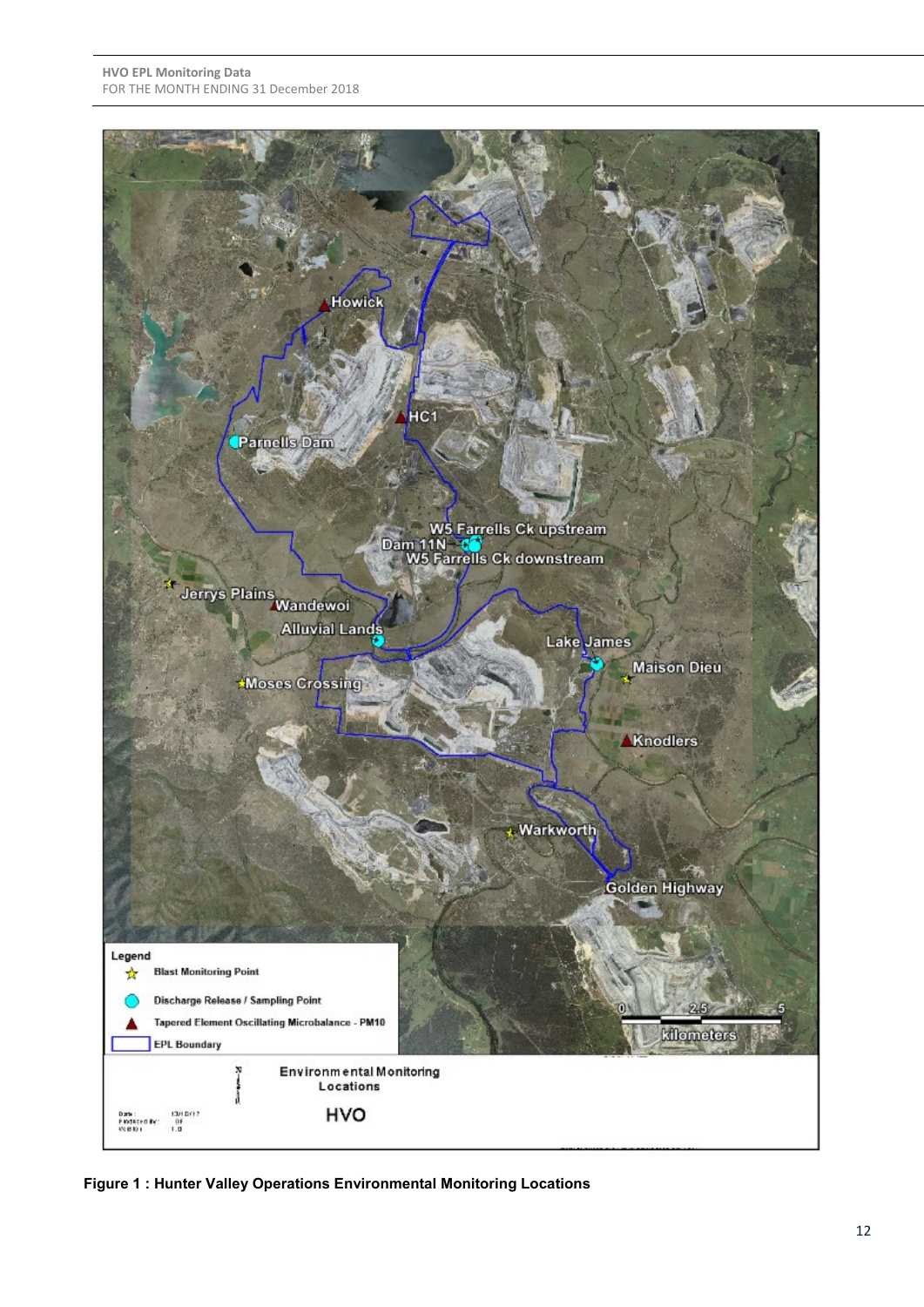Legend

Blast Monitoring Point

Discharge Release / Sampling Point

Tapered Element Oscillating Microbalance - PM10

EPL Boundary

Howick

HC1

Parnells Dam

W5 Farrells Ck upstream

Dam 11N

W5 Farrells Ck downstream

Jerrys Plains

Wandewoi

Alluvial Lands

Lake James

Maison Dieu

Moses Crossing

Knodlers

Warkworth

Golden Highway

0 2.5 5

kilometers

Environmental Monitoring Locations

HVO

**Figure 1 : Hunter Valley Operations Environmental Monitoring Locations**